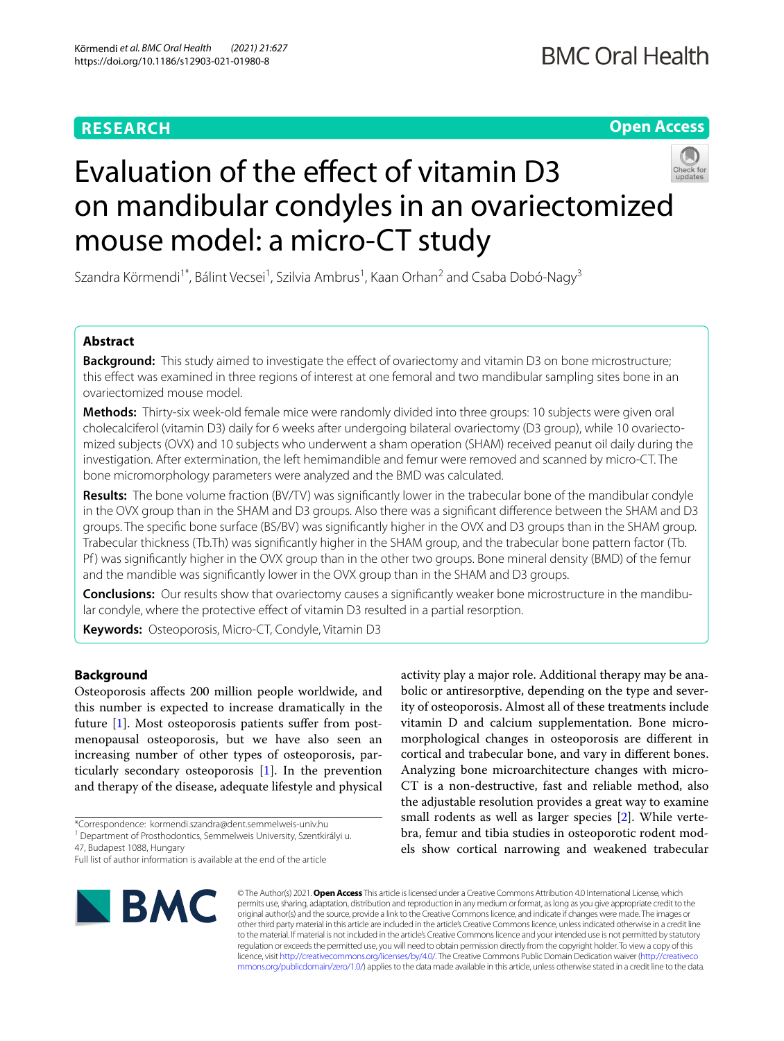# Evaluation of the effect of vitamin D3 on mandibular condyles in an ovariectomized mouse model: a micro-CT study

Szandra Körmendi[1*], Bálint Vecsei[1], Szilvia Ambrus[1], Kaan Orhan[2] and Csaba Dobó-Nagy[3]

## Abstract

**Background:** This study aimed to investigate the effect of ovariectomy and vitamin D3 on bone microstructure; this effect was examined in three regions of interest at one femoral and two mandibular sampling sites bone in an ovariectomized mouse model.

**Methods:** Thirty-six week-old female mice were randomly divided into three groups: 10 subjects were given oral cholecalciferol (vitamin D3) daily for 6 weeks after undergoing bilateral ovariectomy (D3 group), while 10 ovariectomized subjects (OVX) and 10 subjects who underwent a sham operation (SHAM) received peanut oil daily during the investigation. After extermination, the left hemimandible and femur were removed and scanned by micro-CT. The bone micromorphology parameters were analyzed and the BMD was calculated.

**Results:** The bone volume fraction (BV/TV) was significantly lower in the trabecular bone of the mandibular condyle in the OVX group than in the SHAM and D3 groups. Also there was a significant difference between the SHAM and D3 groups. The specific bone surface (BS/BV) was significantly higher in the OVX and D3 groups than in the SHAM group. Trabecular thickness (Tb.Th) was significantly higher in the SHAM group, and the trabecular bone pattern factor (Tb.Pf) was significantly higher in the OVX group than in the other two groups. Bone mineral density (BMD) of the femur and the mandible was significantly lower in the OVX group than in the SHAM and D3 groups.

**Conclusions:** Our results show that ovariectomy causes a significantly weaker bone microstructure in the mandibular condyle, where the protective effect of vitamin D3 resulted in a partial resorption.

**Keywords:** Osteoporosis, Micro-CT, Condyle, Vitamin D3

## Background

Osteoporosis affects 200 million people worldwide, and this number is expected to increase dramatically in the future [1]. Most osteoporosis patients suffer from post-menopausal osteoporosis, but we have also seen an increasing number of other types of osteoporosis, particularly secondary osteoporosis [1]. In the prevention and therapy of the disease, adequate lifestyle and physical activity play a major role. Additional therapy may be anabolic or antiresorptive, depending on the type and severity of osteoporosis. Almost all of these treatments include vitamin D and calcium supplementation. Bone micromorphological changes in osteoporosis are different in cortical and trabecular bone, and vary in different bones. Analyzing bone microarchitecture changes with micro-CT is a non-destructive, fast and reliable method, also the adjustable resolution provides a great way to examine small rodents as well as larger species [2]. While vertebra, femur and tibia studies in osteoporotic rodent models show cortical narrowing and weakened trabecular

*Correspondence: kormendi.szandra@dent.semmelweis-univ.hu
[1] Department of Prosthodontics, Semmelweis University, Szentkirályi u. 47, Budapest 1088, Hungary
Full list of author information is available at the end of the article

© The Author(s) 2021. **Open Access** This article is licensed under a Creative Commons Attribution 4.0 International License, which permits use, sharing, adaptation, distribution and reproduction in any medium or format, as long as you give appropriate credit to the original author(s) and the source, provide a link to the Creative Commons licence, and indicate if changes were made. The images or other third party material in this article are included in the article's Creative Commons licence, unless indicated otherwise in a credit line to the material. If material is not included in the article's Creative Commons licence and your intended use is not permitted by statutory regulation or exceeds the permitted use, you will need to obtain permission directly from the copyright holder. To view a copy of this licence, visit http://creativecommons.org/licenses/by/4.0/. The Creative Commons Public Domain Dedication waiver (http://creativecommons.org/publicdomain/zero/1.0/) applies to the data made available in this article, unless otherwise stated in a credit line to the data.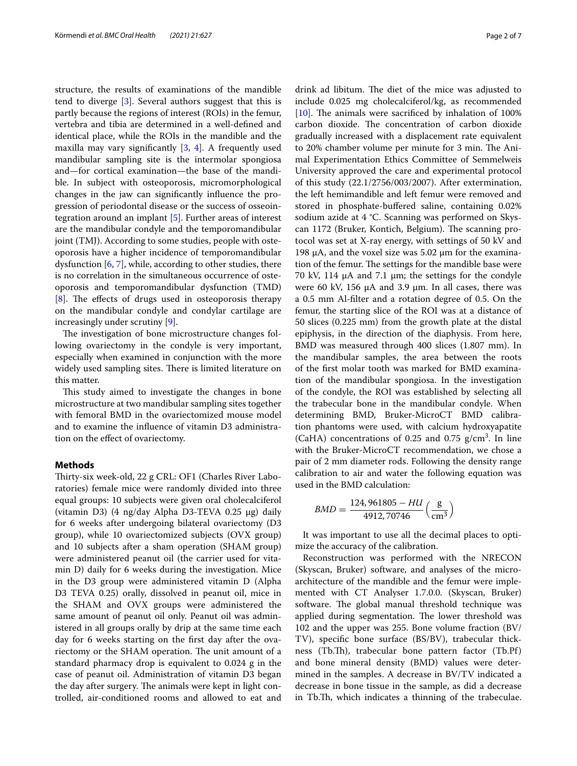structure, the results of examinations of the mandible tend to diverge [3]. Several authors suggest that this is partly because the regions of interest (ROIs) in the femur, vertebra and tibia are determined in a well-defined and identical place, while the ROIs in the mandible and the maxilla may vary significantly [3, 4]. A frequently used mandibular sampling site is the intermolar spongiosa and—for cortical examination—the base of the mandible. In subject with osteoporosis, micromorphological changes in the jaw can significantly influence the progression of periodontal disease or the success of osseointegration around an implant [5]. Further areas of interest are the mandibular condyle and the temporomandibular joint (TMJ). According to some studies, people with osteoporosis have a higher incidence of temporomandibular dysfunction [6, 7], while, according to other studies, there is no correlation in the simultaneous occurrence of osteoporosis and temporomandibular dysfunction (TMD) [8]. The effects of drugs used in osteoporosis therapy on the mandibular condyle and condylar cartilage are increasingly under scrutiny [9].

The investigation of bone microstructure changes following ovariectomy in the condyle is very important, especially when examined in conjunction with the more widely used sampling sites. There is limited literature on this matter.

This study aimed to investigate the changes in bone microstructure at two mandibular sampling sites together with femoral BMD in the ovariectomized mouse model and to examine the influence of vitamin D3 administration on the effect of ovariectomy.

## Methods

Thirty-six week-old, 22 g CRL: OF1 (Charles River Laboratories) female mice were randomly divided into three equal groups: 10 subjects were given oral cholecalciferol (vitamin D3) (4 ng/day Alpha D3-TEVA 0.25 μg) daily for 6 weeks after undergoing bilateral ovariectomy (D3 group), while 10 ovariectomized subjects (OVX group) and 10 subjects after a sham operation (SHAM group) were administered peanut oil (the carrier used for vitamin D) daily for 6 weeks during the investigation. Mice in the D3 group were administered vitamin D (Alpha D3 TEVA 0.25) orally, dissolved in peanut oil, mice in the SHAM and OVX groups were administered the same amount of peanut oil only. Peanut oil was administered in all groups orally by drip at the same time each day for 6 weeks starting on the first day after the ovariectomy or the SHAM operation. The unit amount of a standard pharmacy drop is equivalent to 0.024 g in the case of peanut oil. Administration of vitamin D3 began the day after surgery. The animals were kept in light controlled, air-conditioned rooms and allowed to eat and drink ad libitum. The diet of the mice was adjusted to include 0.025 mg cholecalciferol/kg, as recommended [10]. The animals were sacrificed by inhalation of 100% carbon dioxide. The concentration of carbon dioxide gradually increased with a displacement rate equivalent to 20% chamber volume per minute for 3 min. The Animal Experimentation Ethics Committee of Semmelweis University approved the care and experimental protocol of this study (22.1/2756/003/2007). After extermination, the left hemimandible and left femur were removed and stored in phosphate-buffered saline, containing 0.02% sodium azide at 4 °C. Scanning was performed on Skyscan 1172 (Bruker, Kontich, Belgium). The scanning protocol was set at X-ray energy, with settings of 50 kV and 198 μA, and the voxel size was 5.02 μm for the examination of the femur. The settings for the mandible base were 70 kV, 114 μA and 7.1 μm; the settings for the condyle were 60 kV, 156 μA and 3.9 μm. In all cases, there was a 0.5 mm Al-filter and a rotation degree of 0.5. On the femur, the starting slice of the ROI was at a distance of 50 slices (0.225 mm) from the growth plate at the distal epiphysis, in the direction of the diaphysis. From here, BMD was measured through 400 slices (1.807 mm). In the mandibular samples, the area between the roots of the first molar tooth was marked for BMD examination of the mandibular spongiosa. In the investigation of the condyle, the ROI was established by selecting all the trabecular bone in the mandibular condyle. When determining BMD, Bruker-MicroCT BMD calibration phantoms were used, with calcium hydroxyapatite (CaHA) concentrations of 0.25 and 0.75 g/cm$^3$. In line with the Bruker-MicroCT recommendation, we chose a pair of 2 mm diameter rods. Following the density range calibration to air and water the following equation was used in the BMD calculation:

$$BMD = \frac{124,961805 - HU}{4912,70746}\left(\frac{\text{g}}{\text{cm}^3}\right)$$

It was important to use all the decimal places to optimize the accuracy of the calibration.

Reconstruction was performed with the NRECON (Skyscan, Bruker) software, and analyses of the microarchitecture of the mandible and the femur were implemented with CT Analyser 1.7.0.0. (Skyscan, Bruker) software. The global manual threshold technique was applied during segmentation. The lower threshold was 102 and the upper was 255. Bone volume fraction (BV/TV), specific bone surface (BS/BV), trabecular thickness (Tb.Th), trabecular bone pattern factor (Tb.Pf) and bone mineral density (BMD) values were determined in the samples. A decrease in BV/TV indicated a decrease in bone tissue in the sample, as did a decrease in Tb.Th, which indicates a thinning of the trabeculae.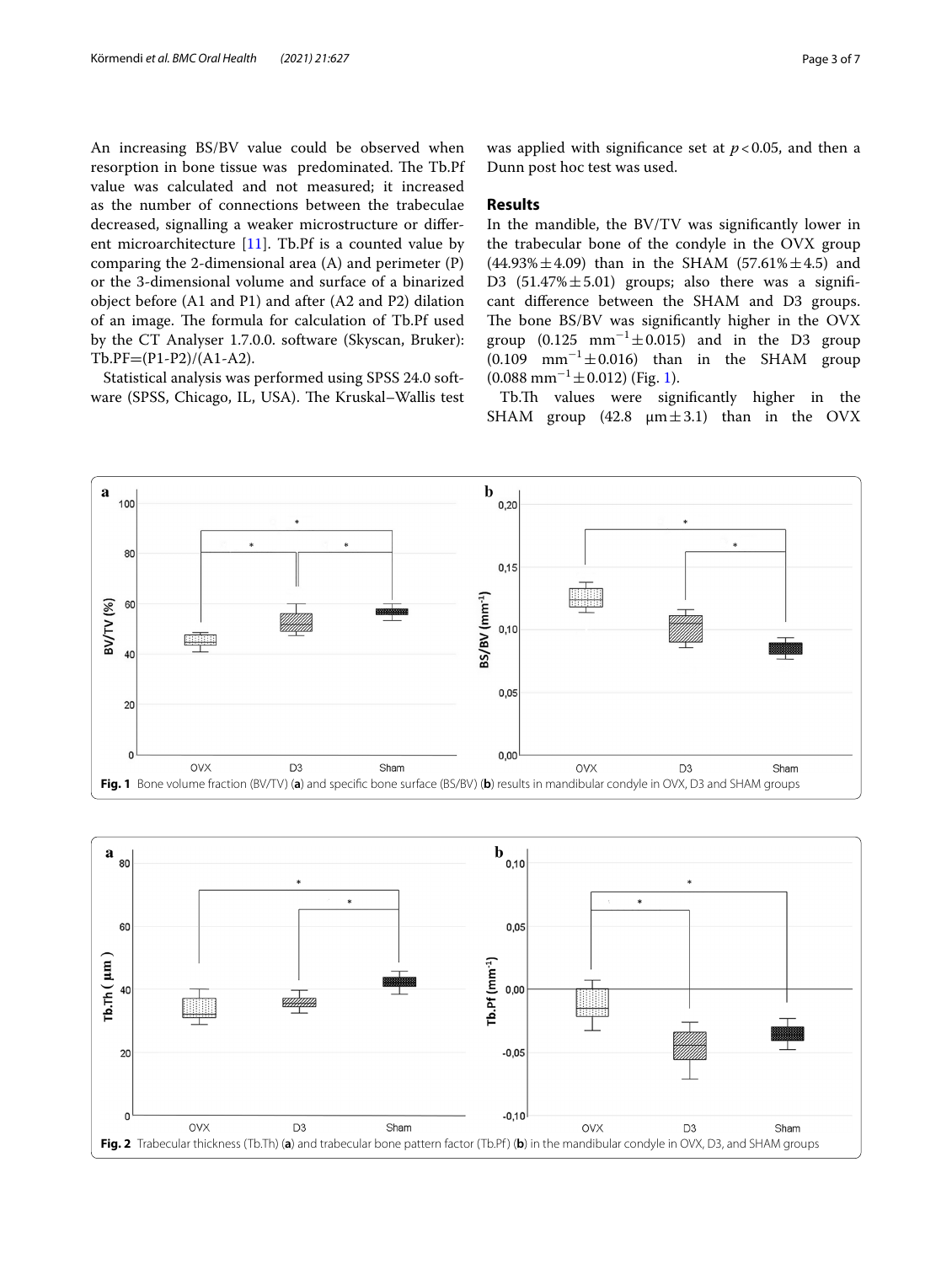An increasing BS/BV value could be observed when resorption in bone tissue was predominated. The Tb.Pf value was calculated and not measured; it increased as the number of connections between the trabeculae decreased, signalling a weaker microstructure or different microarchitecture [11]. Tb.Pf is a counted value by comparing the 2-dimensional area (A) and perimeter (P) or the 3-dimensional volume and surface of a binarized object before (A1 and P1) and after (A2 and P2) dilation of an image. The formula for calculation of Tb.Pf used by the CT Analyser 1.7.0.0. software (Skyscan, Bruker): Tb.PF=(P1-P2)/(A1-A2).

Statistical analysis was performed using SPSS 24.0 software (SPSS, Chicago, IL, USA). The Kruskal–Wallis test was applied with significance set at $p<0.05$, and then a Dunn post hoc test was used.

## Results

In the mandible, the BV/TV was significantly lower in the trabecular bone of the condyle in the OVX group (44.93% ± 4.09) than in the SHAM (57.61% ± 4.5) and D3 (51.47% ± 5.01) groups; also there was a significant difference between the SHAM and D3 groups. The bone BS/BV was significantly higher in the OVX group (0.125 $mm^{-1}$ ± 0.015) and in the D3 group (0.109 $mm^{-1}$ ± 0.016) than in the SHAM group (0.088 $mm^{-1}$ ± 0.012) (Fig. 1).

Tb.Th values were significantly higher in the SHAM group (42.8 μm ± 3.1) than in the OVX

**Fig. 1** Bone volume fraction (BV/TV) (**a**) and specific bone surface (BS/BV) (**b**) results in mandibular condyle in OVX, D3 and SHAM groups

**Fig. 2** Trabecular thickness (Tb.Th) (**a**) and trabecular bone pattern factor (Tb.Pf) (**b**) in the mandibular condyle in OVX, D3, and SHAM groups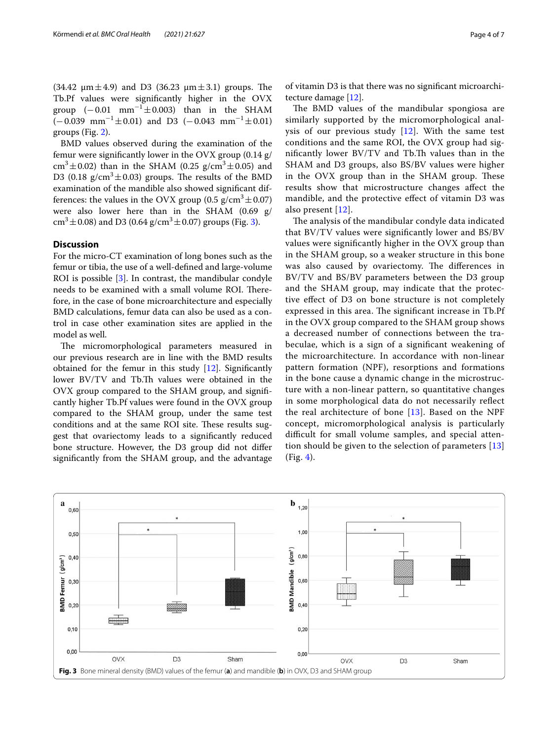(34.42 μm ± 4.9) and D3 (36.23 μm ± 3.1) groups. The Tb.Pf values were significantly higher in the OVX group (−0.01 $mm^{-1}$ ± 0.003) than in the SHAM (−0.039 $mm^{-1}$ ± 0.01) and D3 (−0.043 $mm^{-1}$ ± 0.01) groups (Fig. 2).

BMD values observed during the examination of the femur were significantly lower in the OVX group (0.14 g/$cm^3$ ± 0.02) than in the SHAM (0.25 g/$cm^3$ ± 0.05) and D3 (0.18 g/$cm^3$ ± 0.03) groups. The results of the BMD examination of the mandible also showed significant differences: the values in the OVX group (0.5 g/$cm^3$ ± 0.07) were also lower here than in the SHAM (0.69 g/$cm^3$ ± 0.08) and D3 (0.64 g/$cm^3$ ± 0.07) groups (Fig. 3).

## Discussion

For the micro-CT examination of long bones such as the femur or tibia, the use of a well-defined and large-volume ROI is possible [3]. In contrast, the mandibular condyle needs to be examined with a small volume ROI. Therefore, in the case of bone microarchitecture and especially BMD calculations, femur data can also be used as a control in case other examination sites are applied in the model as well.

The micromorphological parameters measured in our previous research are in line with the BMD results obtained for the femur in this study [12]. Significantly lower BV/TV and Tb.Th values were obtained in the OVX group compared to the SHAM group, and significantly higher Tb.Pf values were found in the OVX group compared to the SHAM group, under the same test conditions and at the same ROI site. These results suggest that ovariectomy leads to a significantly reduced bone structure. However, the D3 group did not differ significantly from the SHAM group, and the advantage of vitamin D3 is that there was no significant microarchitecture damage [12].

The BMD values of the mandibular spongiosa are similarly supported by the micromorphological analysis of our previous study [12]. With the same test conditions and the same ROI, the OVX group had significantly lower BV/TV and Tb.Th values than in the SHAM and D3 groups, also BS/BV values were higher in the OVX group than in the SHAM group. These results show that microstructure changes affect the mandible, and the protective effect of vitamin D3 was also present [12].

The analysis of the mandibular condyle data indicated that BV/TV values were significantly lower and BS/BV values were significantly higher in the OVX group than in the SHAM group, so a weaker structure in this bone was also caused by ovariectomy. The differences in BV/TV and BS/BV parameters between the D3 group and the SHAM group, may indicate that the protective effect of D3 on bone structure is not completely expressed in this area. The significant increase in Tb.Pf in the OVX group compared to the SHAM group shows a decreased number of connections between the trabeculae, which is a sign of a significant weakening of the microarchitecture. In accordance with non-linear pattern formation (NPF), resorptions and formations in the bone cause a dynamic change in the microstructure with a non-linear pattern, so quantitative changes in some morphological data do not necessarily reflect the real architecture of bone [13]. Based on the NPF concept, micromorphological analysis is particularly difficult for small volume samples, and special attention should be given to the selection of parameters [13] (Fig. 4).

**Fig. 3** Bone mineral density (BMD) values of the femur (**a**) and mandible (**b**) in OVX, D3 and SHAM group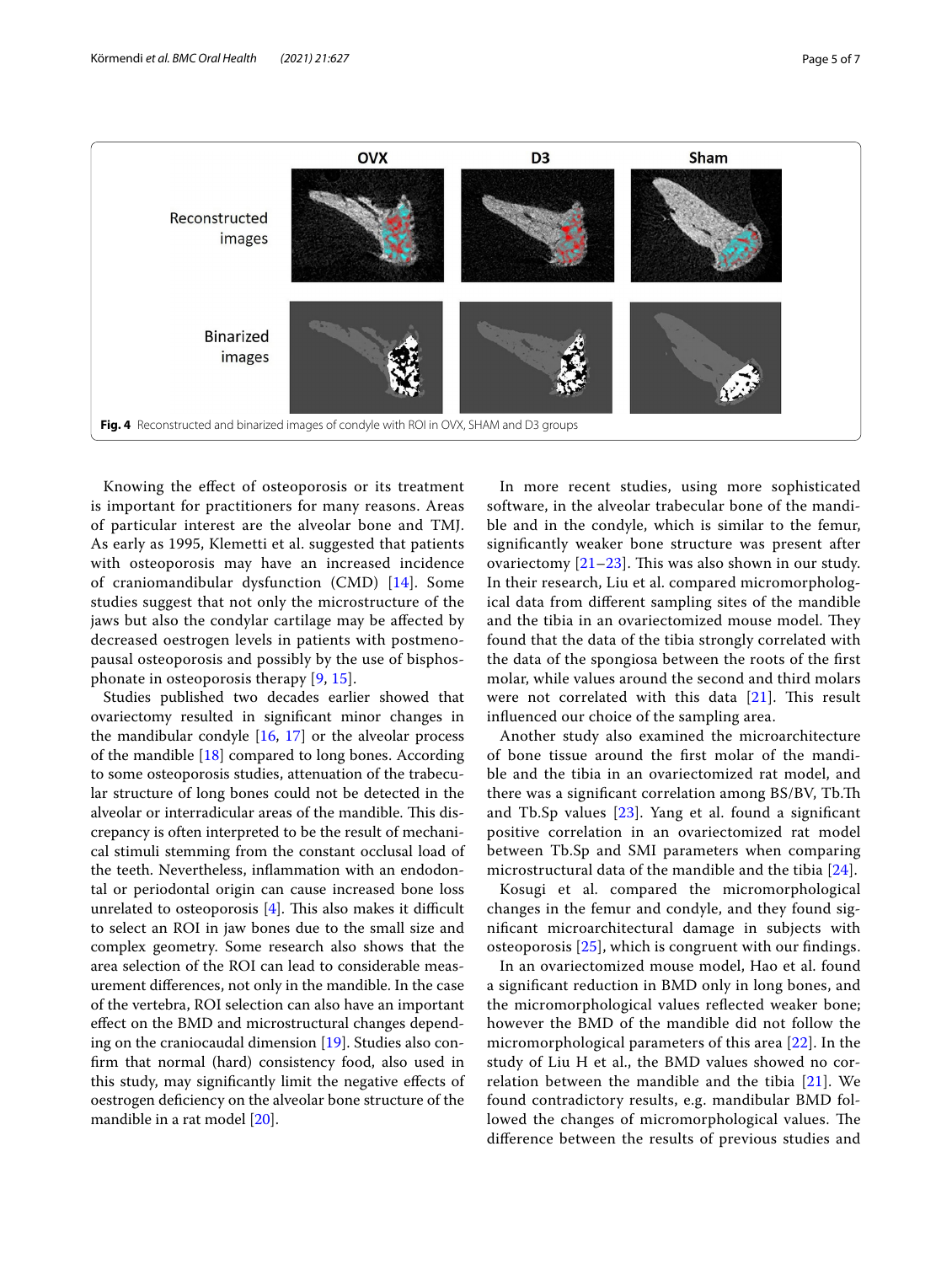Fig. 4 Reconstructed and binarized images of condyle with ROI in OVX, SHAM and D3 groups

Knowing the effect of osteoporosis or its treatment is important for practitioners for many reasons. Areas of particular interest are the alveolar bone and TMJ. As early as 1995, Klemetti et al. suggested that patients with osteoporosis may have an increased incidence of craniomandibular dysfunction (CMD) [14]. Some studies suggest that not only the microstructure of the jaws but also the condylar cartilage may be affected by decreased oestrogen levels in patients with postmenopausal osteoporosis and possibly by the use of bisphosphonate in osteoporosis therapy [9, 15].

Studies published two decades earlier showed that ovariectomy resulted in significant minor changes in the mandibular condyle [16, 17] or the alveolar process of the mandible [18] compared to long bones. According to some osteoporosis studies, attenuation of the trabecular structure of long bones could not be detected in the alveolar or interradicular areas of the mandible. This discrepancy is often interpreted to be the result of mechanical stimuli stemming from the constant occlusal load of the teeth. Nevertheless, inflammation with an endodontal or periodontal origin can cause increased bone loss unrelated to osteoporosis [4]. This also makes it difficult to select an ROI in jaw bones due to the small size and complex geometry. Some research also shows that the area selection of the ROI can lead to considerable measurement differences, not only in the mandible. In the case of the vertebra, ROI selection can also have an important effect on the BMD and microstructural changes depending on the craniocaudal dimension [19]. Studies also confirm that normal (hard) consistency food, also used in this study, may significantly limit the negative effects of oestrogen deficiency on the alveolar bone structure of the mandible in a rat model [20].

In more recent studies, using more sophisticated software, in the alveolar trabecular bone of the mandible and in the condyle, which is similar to the femur, significantly weaker bone structure was present after ovariectomy [21–23]. This was also shown in our study. In their research, Liu et al. compared micromorphological data from different sampling sites of the mandible and the tibia in an ovariectomized mouse model. They found that the data of the tibia strongly correlated with the data of the spongiosa between the roots of the first molar, while values around the second and third molars were not correlated with this data [21]. This result influenced our choice of the sampling area.

Another study also examined the microarchitecture of bone tissue around the first molar of the mandible and the tibia in an ovariectomized rat model, and there was a significant correlation among BS/BV, Tb.Th and Tb.Sp values [23]. Yang et al. found a significant positive correlation in an ovariectomized rat model between Tb.Sp and SMI parameters when comparing microstructural data of the mandible and the tibia [24].

Kosugi et al. compared the micromorphological changes in the femur and condyle, and they found significant microarchitectural damage in subjects with osteoporosis [25], which is congruent with our findings.

In an ovariectomized mouse model, Hao et al. found a significant reduction in BMD only in long bones, and the micromorphological values reflected weaker bone; however the BMD of the mandible did not follow the micromorphological parameters of this area [22]. In the study of Liu H et al., the BMD values showed no correlation between the mandible and the tibia [21]. We found contradictory results, e.g. mandibular BMD followed the changes of micromorphological values. The difference between the results of previous studies and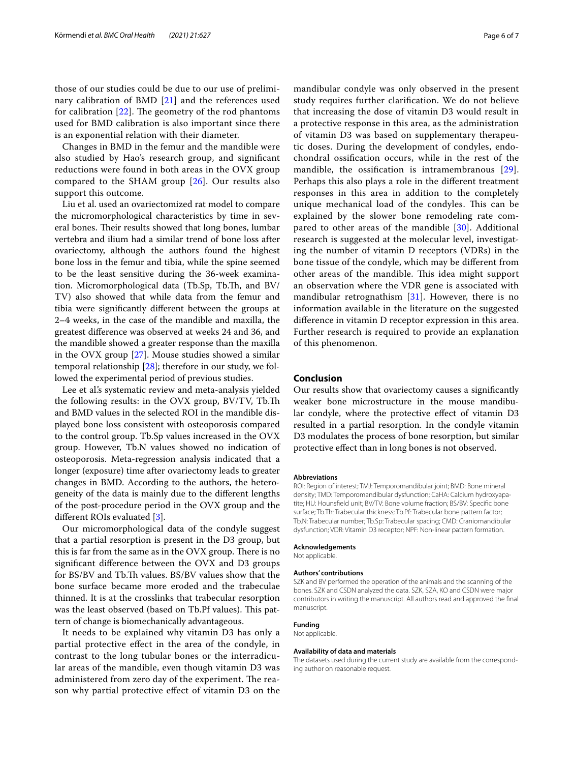those of our studies could be due to our use of preliminary calibration of BMD [21] and the references used for calibration [22]. The geometry of the rod phantoms used for BMD calibration is also important since there is an exponential relation with their diameter.

Changes in BMD in the femur and the mandible were also studied by Hao's research group, and significant reductions were found in both areas in the OVX group compared to the SHAM group [26]. Our results also support this outcome.

Liu et al. used an ovariectomized rat model to compare the micromorphological characteristics by time in several bones. Their results showed that long bones, lumbar vertebra and ilium had a similar trend of bone loss after ovariectomy, although the authors found the highest bone loss in the femur and tibia, while the spine seemed to be the least sensitive during the 36-week examination. Micromorphological data (Tb.Sp, Tb.Th, and BV/TV) also showed that while data from the femur and tibia were significantly different between the groups at 2–4 weeks, in the case of the mandible and maxilla, the greatest difference was observed at weeks 24 and 36, and the mandible showed a greater response than the maxilla in the OVX group [27]. Mouse studies showed a similar temporal relationship [28]; therefore in our study, we followed the experimental period of previous studies.

Lee et al.'s systematic review and meta-analysis yielded the following results: in the OVX group, BV/TV, Tb.Th and BMD values in the selected ROI in the mandible displayed bone loss consistent with osteoporosis compared to the control group. Tb.Sp values increased in the OVX group. However, Tb.N values showed no indication of osteoporosis. Meta-regression analysis indicated that a longer (exposure) time after ovariectomy leads to greater changes in BMD. According to the authors, the heterogeneity of the data is mainly due to the different lengths of the post-procedure period in the OVX group and the different ROIs evaluated [3].

Our micromorphological data of the condyle suggest that a partial resorption is present in the D3 group, but this is far from the same as in the OVX group. There is no significant difference between the OVX and D3 groups for BS/BV and Tb.Th values. BS/BV values show that the bone surface became more eroded and the trabeculae thinned. It is at the crosslinks that trabecular resorption was the least observed (based on Tb.Pf values). This pattern of change is biomechanically advantageous.

It needs to be explained why vitamin D3 has only a partial protective effect in the area of the condyle, in contrast to the long tubular bones or the interradicular areas of the mandible, even though vitamin D3 was administered from zero day of the experiment. The reason why partial protective effect of vitamin D3 on the mandibular condyle was only observed in the present study requires further clarification. We do not believe that increasing the dose of vitamin D3 would result in a protective response in this area, as the administration of vitamin D3 was based on supplementary therapeutic doses. During the development of condyles, endochondral ossification occurs, while in the rest of the mandible, the ossification is intramembranous [29]. Perhaps this also plays a role in the different treatment responses in this area in addition to the completely unique mechanical load of the condyles. This can be explained by the slower bone remodeling rate compared to other areas of the mandible [30]. Additional research is suggested at the molecular level, investigating the number of vitamin D receptors (VDRs) in the bone tissue of the condyle, which may be different from other areas of the mandible. This idea might support an observation where the VDR gene is associated with mandibular retrognathism [31]. However, there is no information available in the literature on the suggested difference in vitamin D receptor expression in this area. Further research is required to provide an explanation of this phenomenon.

## Conclusion

Our results show that ovariectomy causes a significantly weaker bone microstructure in the mouse mandibular condyle, where the protective effect of vitamin D3 resulted in a partial resorption. In the condyle vitamin D3 modulates the process of bone resorption, but similar protective effect than in long bones is not observed.

#### Abbreviations

ROI: Region of interest; TMJ: Temporomandibular joint; BMD: Bone mineral density; TMD: Temporomandibular dysfunction; CaHA: Calcium hydroxyapatite; HU: Hounsfield unit; BV/TV: Bone volume fraction; BS/BV: Specific bone surface; Tb.Th: Trabecular thickness; Tb.Pf: Trabecular bone pattern factor; Tb.N: Trabecular number; Tb.Sp: Trabecular spacing; CMD: Craniomandibular dysfunction; VDR: Vitamin D3 receptor; NPF: Non-linear pattern formation.

#### Acknowledgements

Not applicable.

#### Authors' contributions

SZK and BV performed the operation of the animals and the scanning of the bones. SZK and CSDN analyzed the data. SZK, SZA, KO and CSDN were major contributors in writing the manuscript. All authors read and approved the final manuscript.

#### Funding

Not applicable.

#### Availability of data and materials

The datasets used during the current study are available from the corresponding author on reasonable request.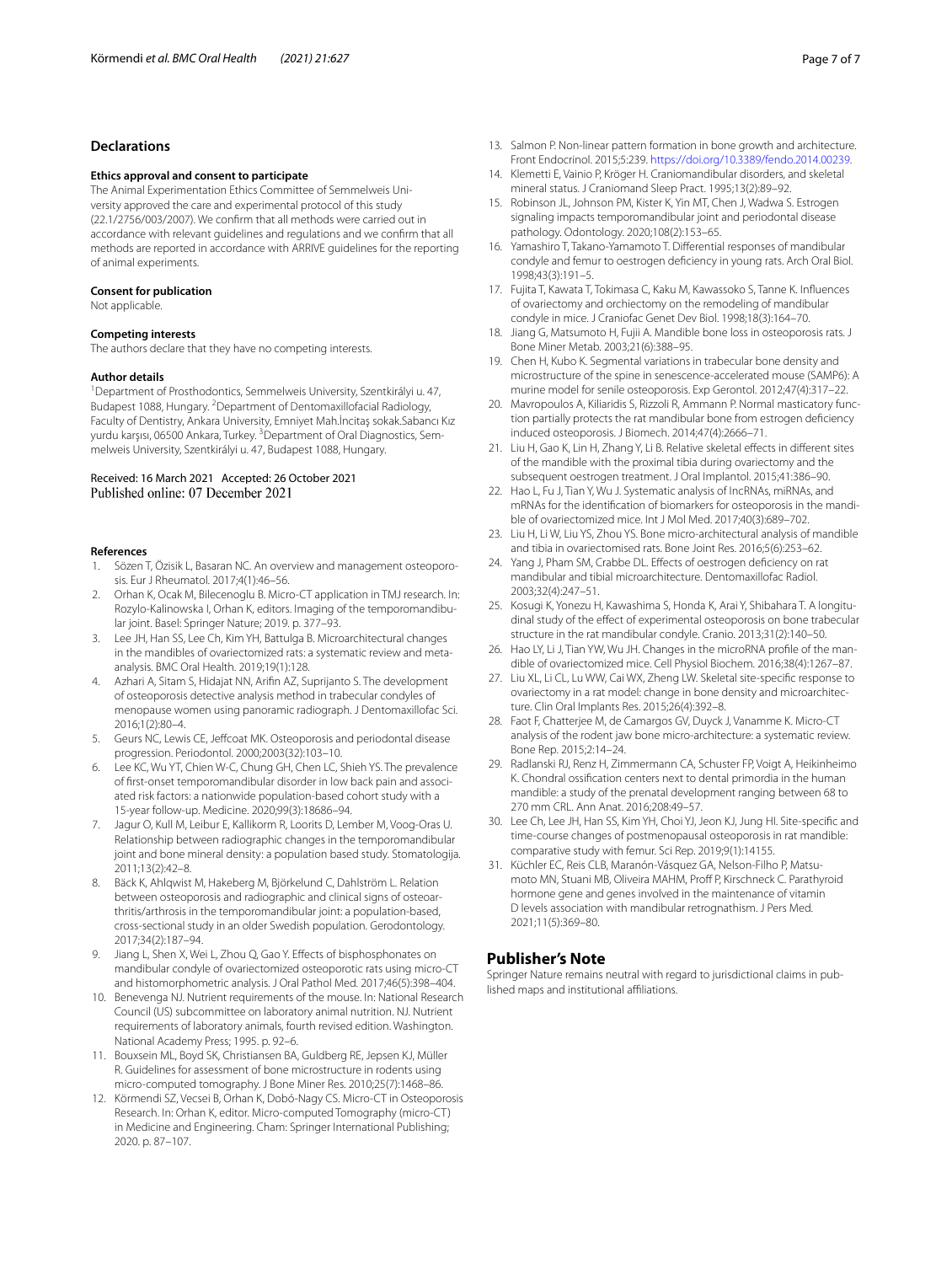## Declarations

### Ethics approval and consent to participate

The Animal Experimentation Ethics Committee of Semmelweis University approved the care and experimental protocol of this study (22.1/2756/003/2007). We confirm that all methods were carried out in accordance with relevant guidelines and regulations and we confirm that all methods are reported in accordance with ARRIVE guidelines for the reporting of animal experiments.

### Consent for publication

Not applicable.

### Competing interests

The authors declare that they have no competing interests.

### Author details

[1]Department of Prosthodontics, Semmelweis University, Szentkirályi u. 47, Budapest 1088, Hungary. [2]Department of Dentomaxillofacial Radiology, Faculty of Dentistry, Ankara University, Emniyet Mah.İncitaş sokak.Sabancı Kız yurdu karşısı, 06500 Ankara, Turkey. [3]Department of Oral Diagnostics, Semmelweis University, Szentkirályi u. 47, Budapest 1088, Hungary.

Received: 16 March 2021 Accepted: 26 October 2021
Published online: 07 December 2021

### References

1. Sözen T, Özisik L, Basaran NC. An overview and management osteoporosis. Eur J Rheumatol. 2017;4(1):46–56.
2. Orhan K, Ocak M, Bilecenoglu B. Micro-CT application in TMJ research. In: Rozylo-Kalinowska I, Orhan K, editors. Imaging of the temporomandibular joint. Basel: Springer Nature; 2019. p. 377–93.
3. Lee JH, Han SS, Lee Ch, Kim YH, Battulga B. Microarchitectural changes in the mandibles of ovariectomized rats: a systematic review and meta-analysis. BMC Oral Health. 2019;19(1):128.
4. Azhari A, Sitam S, Hidajat NN, Arifin AZ, Suprijanto S. The development of osteoporosis detective analysis method in trabecular condyles of menopause women using panoramic radiograph. J Dentomaxillofac Sci. 2016;1(2):80–4.
5. Geurs NC, Lewis CE, Jeffcoat MK. Osteoporosis and periodontal disease progression. Periodontol. 2000;2003(32):103–10.
6. Lee KC, Wu YT, Chien W-C, Chung GH, Chen LC, Shieh YS. The prevalence of first-onset temporomandibular disorder in low back pain and associated risk factors: a nationwide population-based cohort study with a 15-year follow-up. Medicine. 2020;99(3):18686–94.
7. Jagur O, Kull M, Leibur E, Kallikorm R, Loorits D, Lember M, Voog-Oras U. Relationship between radiographic changes in the temporomandibular joint and bone mineral density: a population based study. Stomatologija. 2011;13(2):42–8.
8. Bäck K, Ahlqwist M, Hakeberg M, Björkelund C, Dahlström L. Relation between osteoporosis and radiographic and clinical signs of osteoarthritis/arthrosis in the temporomandibular joint: a population-based, cross-sectional study in an older Swedish population. Gerodontology. 2017;34(2):187–94.
9. Jiang L, Shen X, Wei L, Zhou Q, Gao Y. Effects of bisphosphonates on mandibular condyle of ovariectomized osteoporotic rats using micro-CT and histomorphometric analysis. J Oral Pathol Med. 2017;46(5):398–404.
10. Benevenga NJ. Nutrient requirements of the mouse. In: National Research Council (US) subcommittee on laboratory animal nutrition. NJ. Nutrient requirements of laboratory animals, fourth revised edition. Washington. National Academy Press; 1995. p. 92–6.
11. Bouxsein ML, Boyd SK, Christiansen BA, Guldberg RE, Jepsen KJ, Müller R. Guidelines for assessment of bone microstructure in rodents using micro-computed tomography. J Bone Miner Res. 2010;25(7):1468–86.
12. Körmendi SZ, Vecsei B, Orhan K, Dobó-Nagy CS. Micro-CT in Osteoporosis Research. In: Orhan K, editor. Micro-computed Tomography (micro-CT) in Medicine and Engineering. Cham: Springer International Publishing; 2020. p. 87–107.
13. Salmon P. Non-linear pattern formation in bone growth and architecture. Front Endocrinol. 2015;5:239. https://doi.org/10.3389/fendo.2014.00239.
14. Klemetti E, Vainio P, Kröger H. Craniomandibular disorders, and skeletal mineral status. J Craniomand Sleep Pract. 1995;13(2):89–92.
15. Robinson JL, Johnson PM, Kister K, Yin MT, Chen J, Wadwa S. Estrogen signaling impacts temporomandibular joint and periodontal disease pathology. Odontology. 2020;108(2):153–65.
16. Yamashiro T, Takano-Yamamoto T. Differential responses of mandibular condyle and femur to oestrogen deficiency in young rats. Arch Oral Biol. 1998;43(3):191–5.
17. Fujita T, Kawata T, Tokimasa C, Kaku M, Kawassoko S, Tanne K. Influences of ovariectomy and orchiectomy on the remodeling of mandibular condyle in mice. J Craniofac Genet Dev Biol. 1998;18(3):164–70.
18. Jiang G, Matsumoto H, Fujii A. Mandible bone loss in osteoporosis rats. J Bone Miner Metab. 2003;21(6):388–95.
19. Chen H, Kubo K. Segmental variations in trabecular bone density and microstructure of the spine in senescence-accelerated mouse (SAMP6): A murine model for senile osteoporosis. Exp Gerontol. 2012;47(4):317–22.
20. Mavropoulos A, Kiliaridis S, Rizzoli R, Ammann P. Normal masticatory function partially protects the rat mandibular bone from estrogen deficiency induced osteoporosis. J Biomech. 2014;47(4):2666–71.
21. Liu H, Gao K, Lin H, Zhang Y, Li B. Relative skeletal effects in different sites of the mandible with the proximal tibia during ovariectomy and the subsequent oestrogen treatment. J Oral Implantol. 2015;41:386–90.
22. Hao L, Fu J, Tian Y, Wu J. Systematic analysis of lncRNAs, miRNAs, and mRNAs for the identification of biomarkers for osteoporosis in the mandible of ovariectomized mice. Int J Mol Med. 2017;40(3):689–702.
23. Liu H, Li W, Liu YS, Zhou YS. Bone micro-architectural analysis of mandible and tibia in ovariectomised rats. Bone Joint Res. 2016;5(6):253–62.
24. Yang J, Pham SM, Crabbe DL. Effects of oestrogen deficiency on rat mandibular and tibial microarchitecture. Dentomaxillofac Radiol. 2003;32(4):247–51.
25. Kosugi K, Yonezu H, Kawashima S, Honda K, Arai Y, Shibahara T. A longitudinal study of the effect of experimental osteoporosis on bone trabecular structure in the rat mandibular condyle. Cranio. 2013;31(2):140–50.
26. Hao LY, Li J, Tian YW, Wu JH. Changes in the microRNA profile of the mandible of ovariectomized mice. Cell Physiol Biochem. 2016;38(4):1267–87.
27. Liu XL, Li CL, Lu WW, Cai WX, Zheng LW. Skeletal site-specific response to ovariectomy in a rat model: change in bone density and microarchitecture. Clin Oral Implants Res. 2015;26(4):392–8.
28. Faot F, Chatterjee M, de Camargos GV, Duyck J, Vanamme K. Micro-CT analysis of the rodent jaw bone micro-architecture: a systematic review. Bone Rep. 2015;2:14–24.
29. Radlanski RJ, Renz H, Zimmermann CA, Schuster FP, Voigt A, Heikinheimo K. Chondral ossification centers next to dental primordia in the human mandible: a study of the prenatal development ranging between 68 to 270 mm CRL. Ann Anat. 2016;208:49–57.
30. Lee Ch, Lee JH, Han SS, Kim YH, Choi YJ, Jeon KJ, Jung HI. Site-specific and time-course changes of postmenopausal osteoporosis in rat mandible: comparative study with femur. Sci Rep. 2019;9(1):14155.
31. Küchler EC, Reis CLB, Maranón-Vásquez GA, Nelson-Filho P, Matsumoto MN, Stuani MB, Oliveira MAHM, Proff P, Kirschneck C. Parathyroid hormone gene and genes involved in the maintenance of vitamin D levels association with mandibular retrognathism. J Pers Med. 2021;11(5):369–80.

## Publisher's Note

Springer Nature remains neutral with regard to jurisdictional claims in published maps and institutional affiliations.